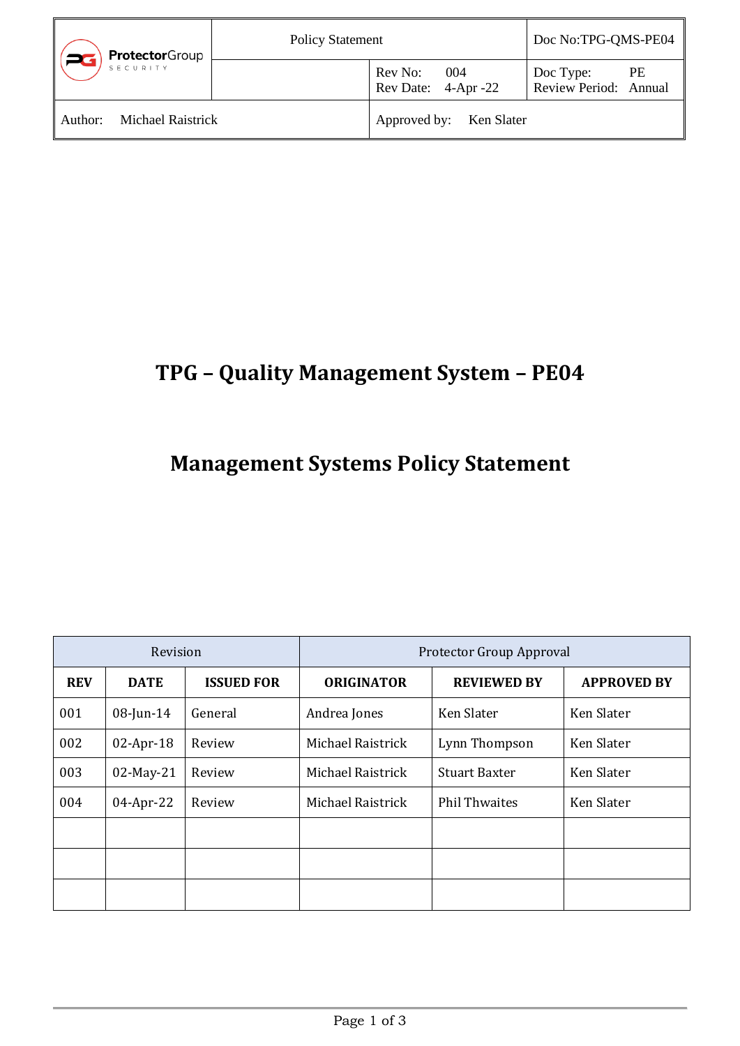| ProtectorGroup SECURITY | Policy Statement | | Doc No:TPG-QMS-PE04 |
|---|---|---|---|
| | | Rev No: 004<br>Rev Date: 4-Apr -22 | Doc Type: PE<br>Review Period: Annual |
| Author: Michael Raistrick | | Approved by: Ken Slater | |

# TPG – Quality Management System – PE04

# Management Systems Policy Statement

| Revision | | | Protector Group Approval | | |
|---|---|---|---|---|---|
| **REV** | **DATE** | **ISSUED FOR** | **ORIGINATOR** | **REVIEWED BY** | **APPROVED BY** |
| 001 | 08-Jun-14 | General | Andrea Jones | Ken Slater | Ken Slater |
| 002 | 02-Apr-18 | Review | Michael Raistrick | Lynn Thompson | Ken Slater |
| 003 | 02-May-21 | Review | Michael Raistrick | Stuart Baxter | Ken Slater |
| 004 | 04-Apr-22 | Review | Michael Raistrick | Phil Thwaites | Ken Slater |
| | | | | | |
| | | | | | |
| | | | | | |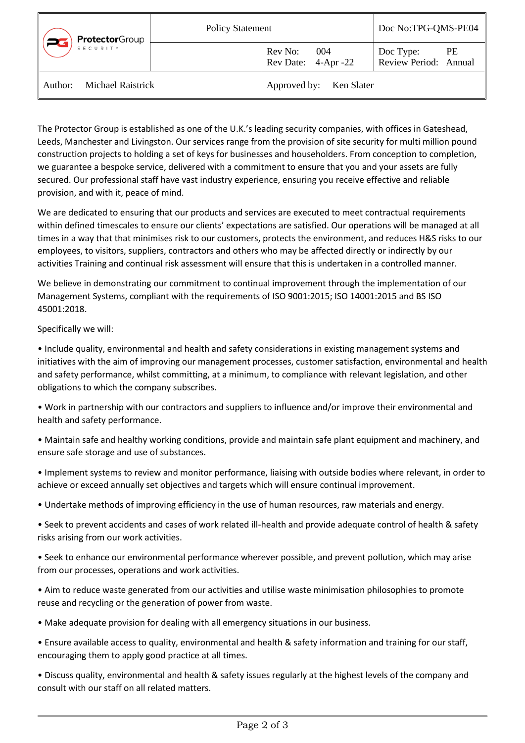| ProtectorGroup SECURITY | Policy Statement | | Doc No:TPG-QMS-PE04 |
|---|---|---|---|
| | | Rev No: 004<br>Rev Date: 4-Apr -22 | Doc Type: PE<br>Review Period: Annual |
| Author: Michael Raistrick | | Approved by: Ken Slater | |

The Protector Group is established as one of the U.K.'s leading security companies, with offices in Gateshead, Leeds, Manchester and Livingston. Our services range from the provision of site security for multi million pound construction projects to holding a set of keys for businesses and householders. From conception to completion, we guarantee a bespoke service, delivered with a commitment to ensure that you and your assets are fully secured. Our professional staff have vast industry experience, ensuring you receive effective and reliable provision, and with it, peace of mind.

We are dedicated to ensuring that our products and services are executed to meet contractual requirements within defined timescales to ensure our clients' expectations are satisfied. Our operations will be managed at all times in a way that that minimises risk to our customers, protects the environment, and reduces H&S risks to our employees, to visitors, suppliers, contractors and others who may be affected directly or indirectly by our activities Training and continual risk assessment will ensure that this is undertaken in a controlled manner.

We believe in demonstrating our commitment to continual improvement through the implementation of our Management Systems, compliant with the requirements of ISO 9001:2015; ISO 14001:2015 and BS ISO 45001:2018.

Specifically we will:

- Include quality, environmental and health and safety considerations in existing management systems and initiatives with the aim of improving our management processes, customer satisfaction, environmental and health and safety performance, whilst committing, at a minimum, to compliance with relevant legislation, and other obligations to which the company subscribes.
- Work in partnership with our contractors and suppliers to influence and/or improve their environmental and health and safety performance.
- Maintain safe and healthy working conditions, provide and maintain safe plant equipment and machinery, and ensure safe storage and use of substances.
- Implement systems to review and monitor performance, liaising with outside bodies where relevant, in order to achieve or exceed annually set objectives and targets which will ensure continual improvement.
- Undertake methods of improving efficiency in the use of human resources, raw materials and energy.
- Seek to prevent accidents and cases of work related ill-health and provide adequate control of health & safety risks arising from our work activities.
- Seek to enhance our environmental performance wherever possible, and prevent pollution, which may arise from our processes, operations and work activities.
- Aim to reduce waste generated from our activities and utilise waste minimisation philosophies to promote reuse and recycling or the generation of power from waste.
- Make adequate provision for dealing with all emergency situations in our business.
- Ensure available access to quality, environmental and health & safety information and training for our staff, encouraging them to apply good practice at all times.
- Discuss quality, environmental and health & safety issues regularly at the highest levels of the company and consult with our staff on all related matters.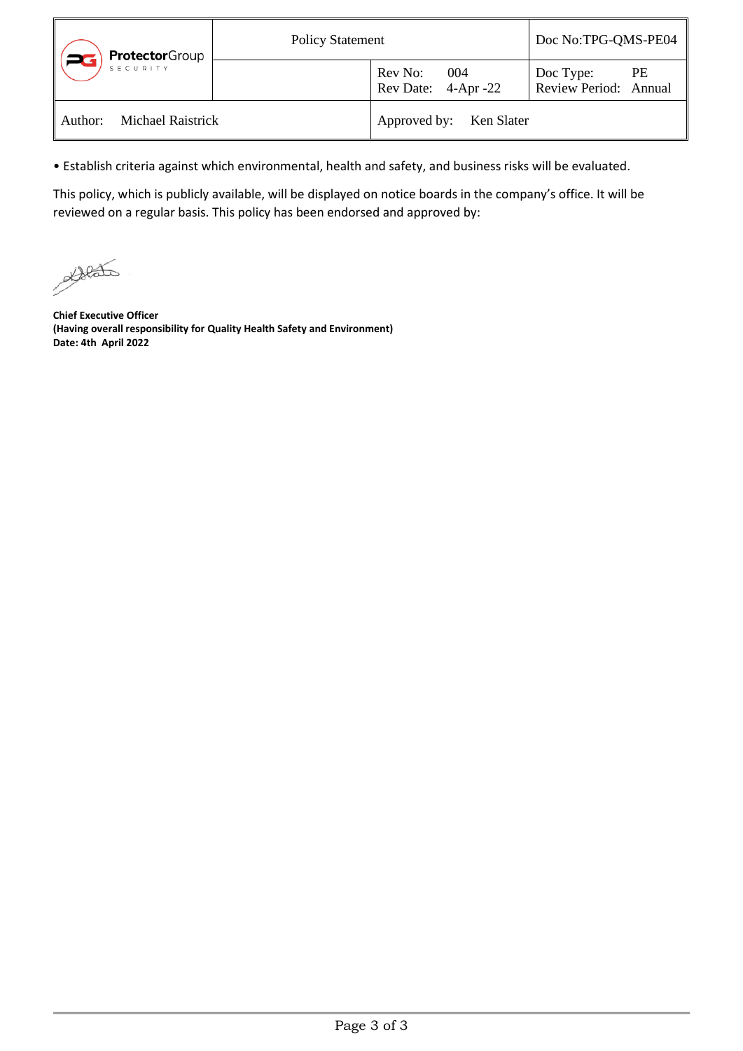| | | | |
|---|---|---|---|
| ProtectorGroup SECURITY | Policy Statement | | Doc No:TPG-QMS-PE04 |
| | | Rev No: 004<br>Rev Date: 4-Apr -22 | Doc Type: PE<br>Review Period: Annual |
| Author: Michael Raistrick | | Approved by: Ken Slater | |

• Establish criteria against which environmental, health and safety, and business risks will be evaluated.

This policy, which is publicly available, will be displayed on notice boards in the company's office. It will be reviewed on a regular basis. This policy has been endorsed and approved by:

**Chief Executive Officer**
**(Having overall responsibility for Quality Health Safety and Environment)**
**Date: 4th April 2022**